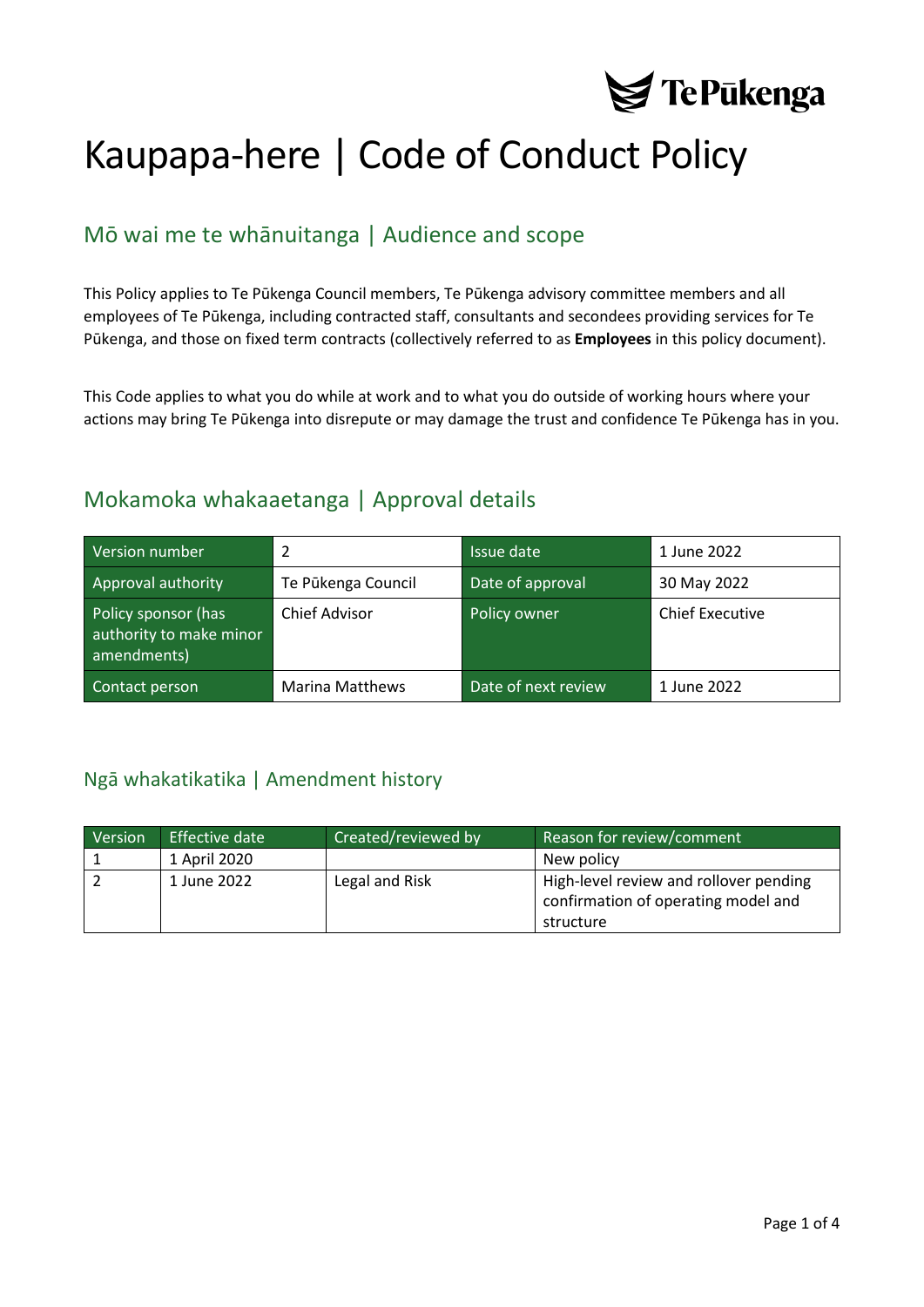# Kaupapa-here | Code of Conduct Policy

## Mō wai me te whānuitanga | Audience and scope

This Policy applies to Te Pūkenga Council members, Te Pūkenga advisory committee members and all employees of Te Pūkenga, including contracted staff, consultants and secondees providing services for Te Pūkenga, and those on fixed term contracts (collectively referred to as **Employees** in this policy document).

This Code applies to what you do while at work and to what you do outside of working hours where your actions may bring Te Pūkenga into disrepute or may damage the trust and confidence Te Pūkenga has in you.

## Mokamoka whakaaetanga | Approval details

| Version number | 2 | Issue date | 1 June 2022 |
|---|---|---|---|
| Approval authority | Te Pūkenga Council | Date of approval | 30 May 2022 |
| Policy sponsor (has authority to make minor amendments) | Chief Advisor | Policy owner | Chief Executive |
| Contact person | Marina Matthews | Date of next review | 1 June 2022 |

### Ngā whakatikatika | Amendment history

| Version | Effective date | Created/reviewed by | Reason for review/comment |
|---|---|---|---|
| 1 | 1 April 2020 | | New policy |
| 2 | 1 June 2022 | Legal and Risk | High-level review and rollover pending confirmation of operating model and structure |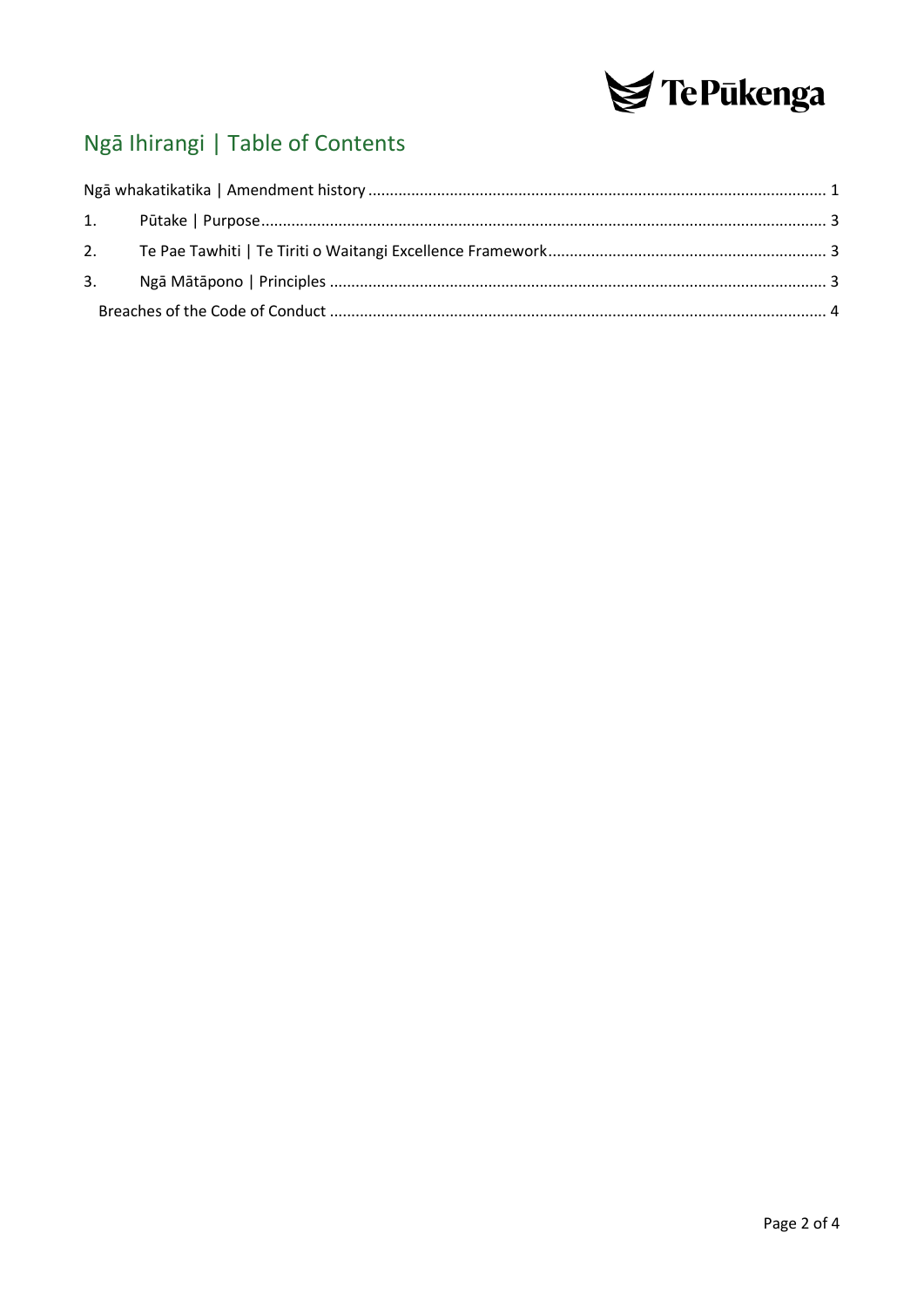## Ngā Ihirangi | Table of Contents

Ngā whakatikatika | Amendment history ........................................................................................................ 1

1. Pūtake | Purpose.................................................................................................................................. 3

2. Te Pae Tawhiti | Te Tiriti o Waitangi Excellence Framework................................................................. 3

3. Ngā Mātāpono | Principles .................................................................................................................. 3

   Breaches of the Code of Conduct .................................................................................................................. 4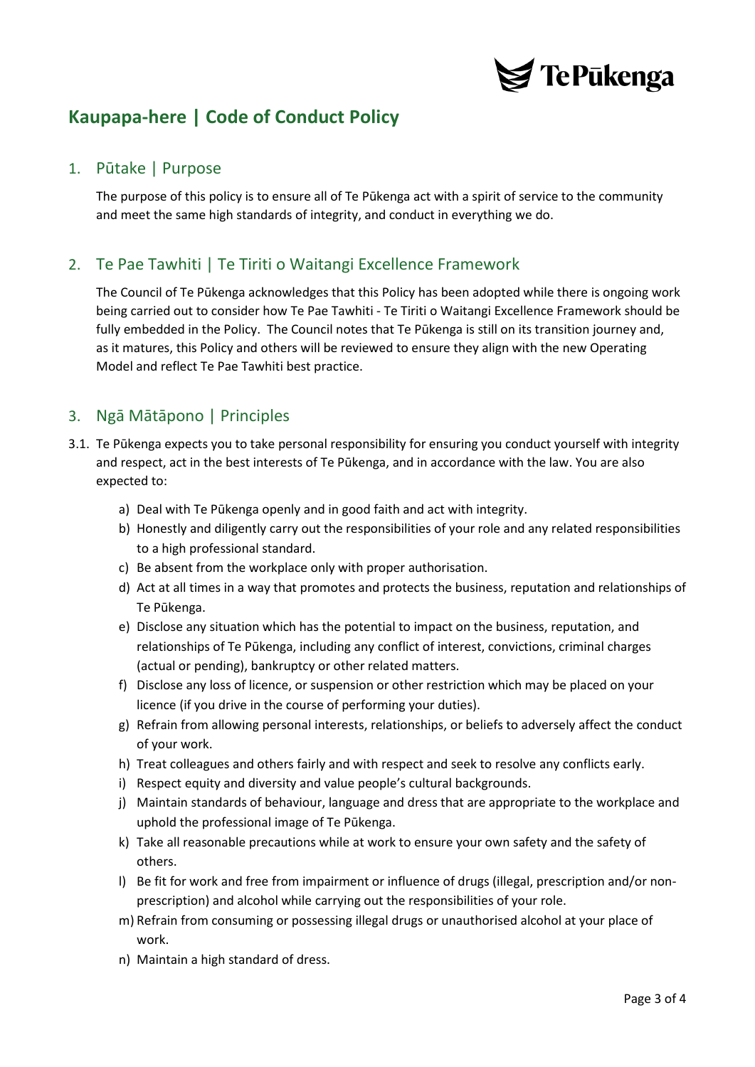# Kaupapa-here | Code of Conduct Policy

## 1. Pūtake | Purpose

The purpose of this policy is to ensure all of Te Pūkenga act with a spirit of service to the community and meet the same high standards of integrity, and conduct in everything we do.

## 2. Te Pae Tawhiti | Te Tiriti o Waitangi Excellence Framework

The Council of Te Pūkenga acknowledges that this Policy has been adopted while there is ongoing work being carried out to consider how Te Pae Tawhiti - Te Tiriti o Waitangi Excellence Framework should be fully embedded in the Policy. The Council notes that Te Pūkenga is still on its transition journey and, as it matures, this Policy and others will be reviewed to ensure they align with the new Operating Model and reflect Te Pae Tawhiti best practice.

## 3. Ngā Mātāpono | Principles

3.1. Te Pūkenga expects you to take personal responsibility for ensuring you conduct yourself with integrity and respect, act in the best interests of Te Pūkenga, and in accordance with the law. You are also expected to:

a) Deal with Te Pūkenga openly and in good faith and act with integrity.
b) Honestly and diligently carry out the responsibilities of your role and any related responsibilities to a high professional standard.
c) Be absent from the workplace only with proper authorisation.
d) Act at all times in a way that promotes and protects the business, reputation and relationships of Te Pūkenga.
e) Disclose any situation which has the potential to impact on the business, reputation, and relationships of Te Pūkenga, including any conflict of interest, convictions, criminal charges (actual or pending), bankruptcy or other related matters.
f) Disclose any loss of licence, or suspension or other restriction which may be placed on your licence (if you drive in the course of performing your duties).
g) Refrain from allowing personal interests, relationships, or beliefs to adversely affect the conduct of your work.
h) Treat colleagues and others fairly and with respect and seek to resolve any conflicts early.
i) Respect equity and diversity and value people's cultural backgrounds.
j) Maintain standards of behaviour, language and dress that are appropriate to the workplace and uphold the professional image of Te Pūkenga.
k) Take all reasonable precautions while at work to ensure your own safety and the safety of others.
l) Be fit for work and free from impairment or influence of drugs (illegal, prescription and/or non-prescription) and alcohol while carrying out the responsibilities of your role.
m) Refrain from consuming or possessing illegal drugs or unauthorised alcohol at your place of work.
n) Maintain a high standard of dress.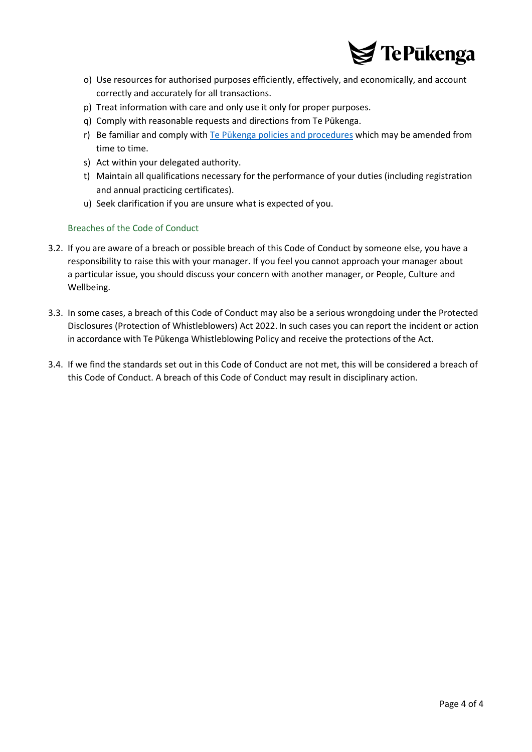o) Use resources for authorised purposes efficiently, effectively, and economically, and account correctly and accurately for all transactions.
p) Treat information with care and only use it only for proper purposes.
q) Comply with reasonable requests and directions from Te Pūkenga.
r) Be familiar and comply with [Te Pūkenga policies and procedures]() which may be amended from time to time.
s) Act within your delegated authority.
t) Maintain all qualifications necessary for the performance of your duties (including registration and annual practicing certificates).
u) Seek clarification if you are unsure what is expected of you.

### Breaches of the Code of Conduct

3.2. If you are aware of a breach or possible breach of this Code of Conduct by someone else, you have a responsibility to raise this with your manager. If you feel you cannot approach your manager about a particular issue, you should discuss your concern with another manager, or People, Culture and Wellbeing.

3.3. In some cases, a breach of this Code of Conduct may also be a serious wrongdoing under the Protected Disclosures (Protection of Whistleblowers) Act 2022. In such cases you can report the incident or action in accordance with Te Pūkenga Whistleblowing Policy and receive the protections of the Act.

3.4. If we find the standards set out in this Code of Conduct are not met, this will be considered a breach of this Code of Conduct. A breach of this Code of Conduct may result in disciplinary action.